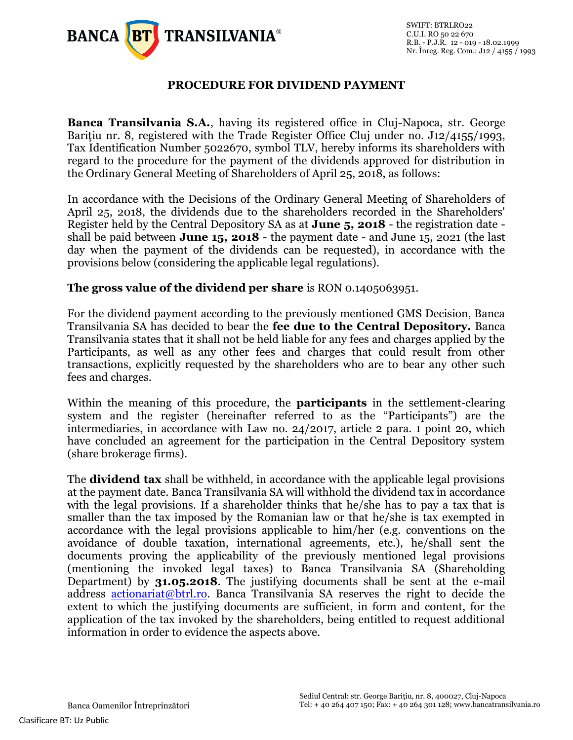# PROCEDURE FOR DIVIDEND PAYMENT

**Banca Transilvania S.A.**, having its registered office in Cluj-Napoca, str. George Bariţiu nr. 8, registered with the Trade Register Office Cluj under no. J12/4155/1993, Tax Identification Number 5022670, symbol TLV, hereby informs its shareholders with regard to the procedure for the payment of the dividends approved for distribution in the Ordinary General Meeting of Shareholders of April 25, 2018, as follows:

In accordance with the Decisions of the Ordinary General Meeting of Shareholders of April 25, 2018, the dividends due to the shareholders recorded in the Shareholders' Register held by the Central Depository SA as at **June 5, 2018** - the registration date - shall be paid between **June 15, 2018** - the payment date - and June 15, 2021 (the last day when the payment of the dividends can be requested), in accordance with the provisions below (considering the applicable legal regulations).

**The gross value of the dividend per share** is RON 0.1405063951.

For the dividend payment according to the previously mentioned GMS Decision, Banca Transilvania SA has decided to bear the **fee due to the Central Depository.** Banca Transilvania states that it shall not be held liable for any fees and charges applied by the Participants, as well as any other fees and charges that could result from other transactions, explicitly requested by the shareholders who are to bear any other such fees and charges.

Within the meaning of this procedure, the **participants** in the settlement-clearing system and the register (hereinafter referred to as the "Participants") are the intermediaries, in accordance with Law no. 24/2017, article 2 para. 1 point 20, which have concluded an agreement for the participation in the Central Depository system (share brokerage firms).

The **dividend tax** shall be withheld, in accordance with the applicable legal provisions at the payment date. Banca Transilvania SA will withhold the dividend tax in accordance with the legal provisions. If a shareholder thinks that he/she has to pay a tax that is smaller than the tax imposed by the Romanian law or that he/she is tax exempted in accordance with the legal provisions applicable to him/her (e.g. conventions on the avoidance of double taxation, international agreements, etc.), he/shall sent the documents proving the applicability of the previously mentioned legal provisions (mentioning the invoked legal taxes) to Banca Transilvania SA (Shareholding Department) by **31.05.2018**. The justifying documents shall be sent at the e-mail address actionariat@btrl.ro. Banca Transilvania SA reserves the right to decide the extent to which the justifying documents are sufficient, in form and content, for the application of the tax invoked by the shareholders, being entitled to request additional information in order to evidence the aspects above.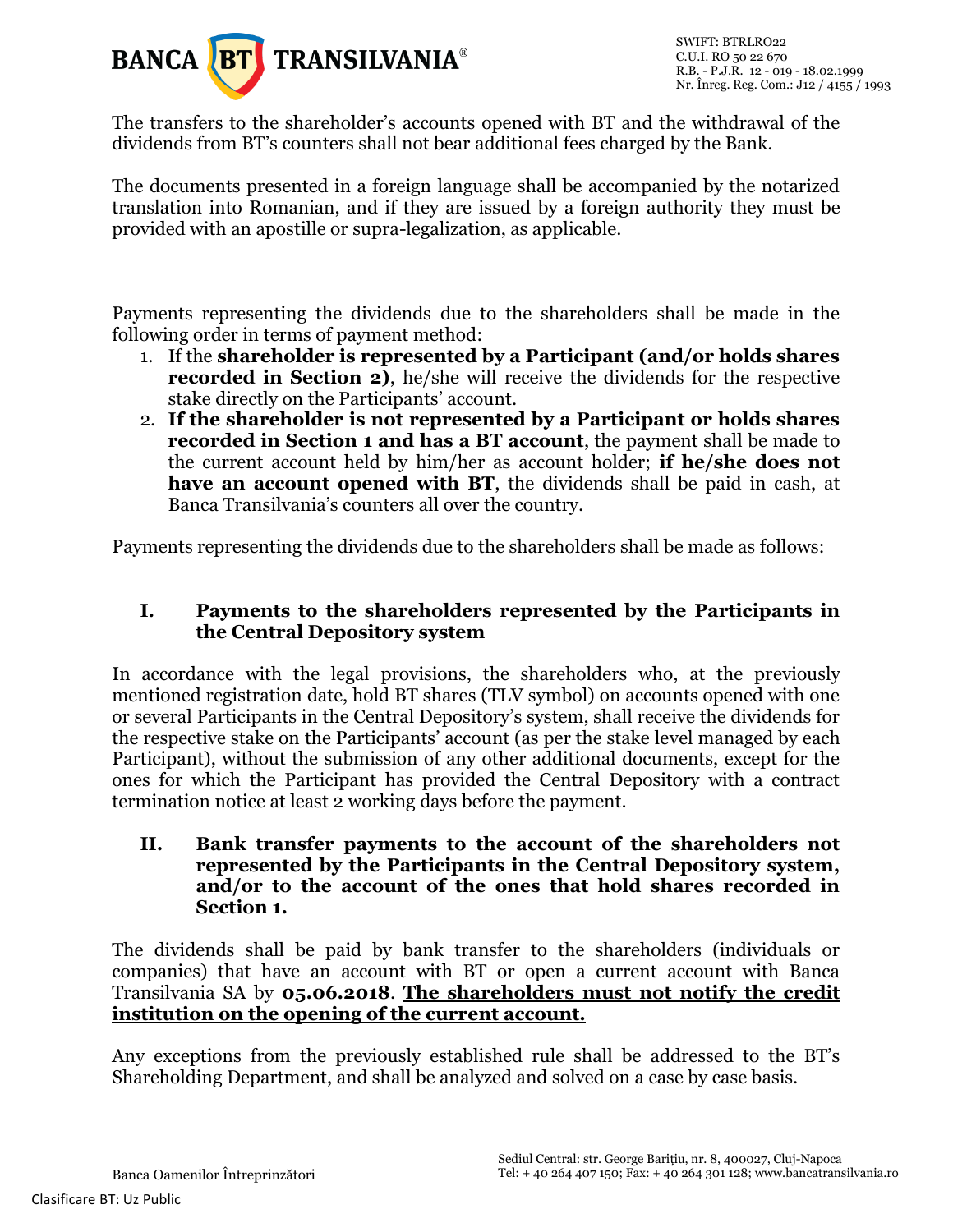The transfers to the shareholder's accounts opened with BT and the withdrawal of the dividends from BT's counters shall not bear additional fees charged by the Bank.

The documents presented in a foreign language shall be accompanied by the notarized translation into Romanian, and if they are issued by a foreign authority they must be provided with an apostille or supra-legalization, as applicable.

Payments representing the dividends due to the shareholders shall be made in the following order in terms of payment method:

1. If the **shareholder is represented by a Participant (and/or holds shares recorded in Section 2)**, he/she will receive the dividends for the respective stake directly on the Participants' account.
2. **If the shareholder is not represented by a Participant or holds shares recorded in Section 1 and has a BT account**, the payment shall be made to the current account held by him/her as account holder; **if he/she does not have an account opened with BT**, the dividends shall be paid in cash, at Banca Transilvania's counters all over the country.

Payments representing the dividends due to the shareholders shall be made as follows:

### I. Payments to the shareholders represented by the Participants in the Central Depository system

In accordance with the legal provisions, the shareholders who, at the previously mentioned registration date, hold BT shares (TLV symbol) on accounts opened with one or several Participants in the Central Depository's system, shall receive the dividends for the respective stake on the Participants' account (as per the stake level managed by each Participant), without the submission of any other additional documents, except for the ones for which the Participant has provided the Central Depository with a contract termination notice at least 2 working days before the payment.

### II. Bank transfer payments to the account of the shareholders not represented by the Participants in the Central Depository system, and/or to the account of the ones that hold shares recorded in Section 1.

The dividends shall be paid by bank transfer to the shareholders (individuals or companies) that have an account with BT or open a current account with Banca Transilvania SA by **05.06.2018**. **<u>The shareholders must not notify the credit institution on the opening of the current account.</u>**

Any exceptions from the previously established rule shall be addressed to the BT's Shareholding Department, and shall be analyzed and solved on a case by case basis.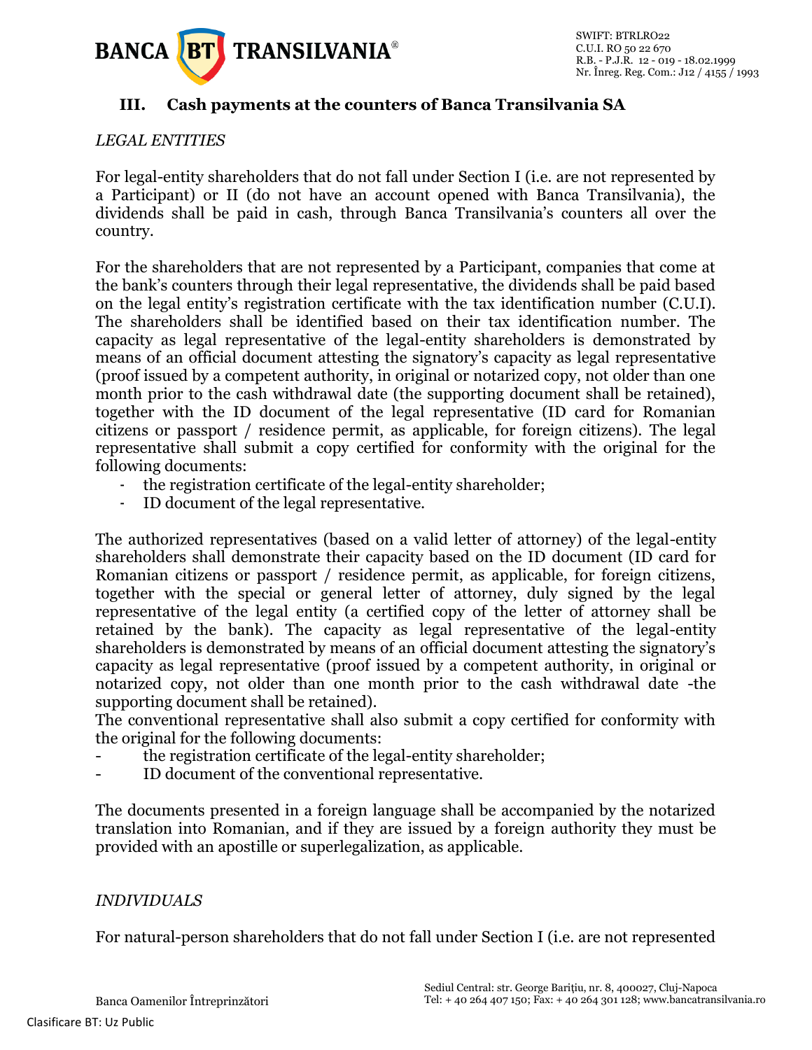### III. Cash payments at the counters of Banca Transilvania SA

*LEGAL ENTITIES*

For legal-entity shareholders that do not fall under Section I (i.e. are not represented by a Participant) or II (do not have an account opened with Banca Transilvania), the dividends shall be paid in cash, through Banca Transilvania's counters all over the country.

For the shareholders that are not represented by a Participant, companies that come at the bank's counters through their legal representative, the dividends shall be paid based on the legal entity's registration certificate with the tax identification number (C.U.I). The shareholders shall be identified based on their tax identification number. The capacity as legal representative of the legal-entity shareholders is demonstrated by means of an official document attesting the signatory's capacity as legal representative (proof issued by a competent authority, in original or notarized copy, not older than one month prior to the cash withdrawal date (the supporting document shall be retained), together with the ID document of the legal representative (ID card for Romanian citizens or passport / residence permit, as applicable, for foreign citizens). The legal representative shall submit a copy certified for conformity with the original for the following documents:

- the registration certificate of the legal-entity shareholder;
- ID document of the legal representative.

The authorized representatives (based on a valid letter of attorney) of the legal-entity shareholders shall demonstrate their capacity based on the ID document (ID card for Romanian citizens or passport / residence permit, as applicable, for foreign citizens, together with the special or general letter of attorney, duly signed by the legal representative of the legal entity (a certified copy of the letter of attorney shall be retained by the bank). The capacity as legal representative of the legal-entity shareholders is demonstrated by means of an official document attesting the signatory's capacity as legal representative (proof issued by a competent authority, in original or notarized copy, not older than one month prior to the cash withdrawal date -the supporting document shall be retained).
The conventional representative shall also submit a copy certified for conformity with the original for the following documents:

- the registration certificate of the legal-entity shareholder;
- ID document of the conventional representative.

The documents presented in a foreign language shall be accompanied by the notarized translation into Romanian, and if they are issued by a foreign authority they must be provided with an apostille or superlegalization, as applicable.

*INDIVIDUALS*

For natural-person shareholders that do not fall under Section I (i.e. are not represented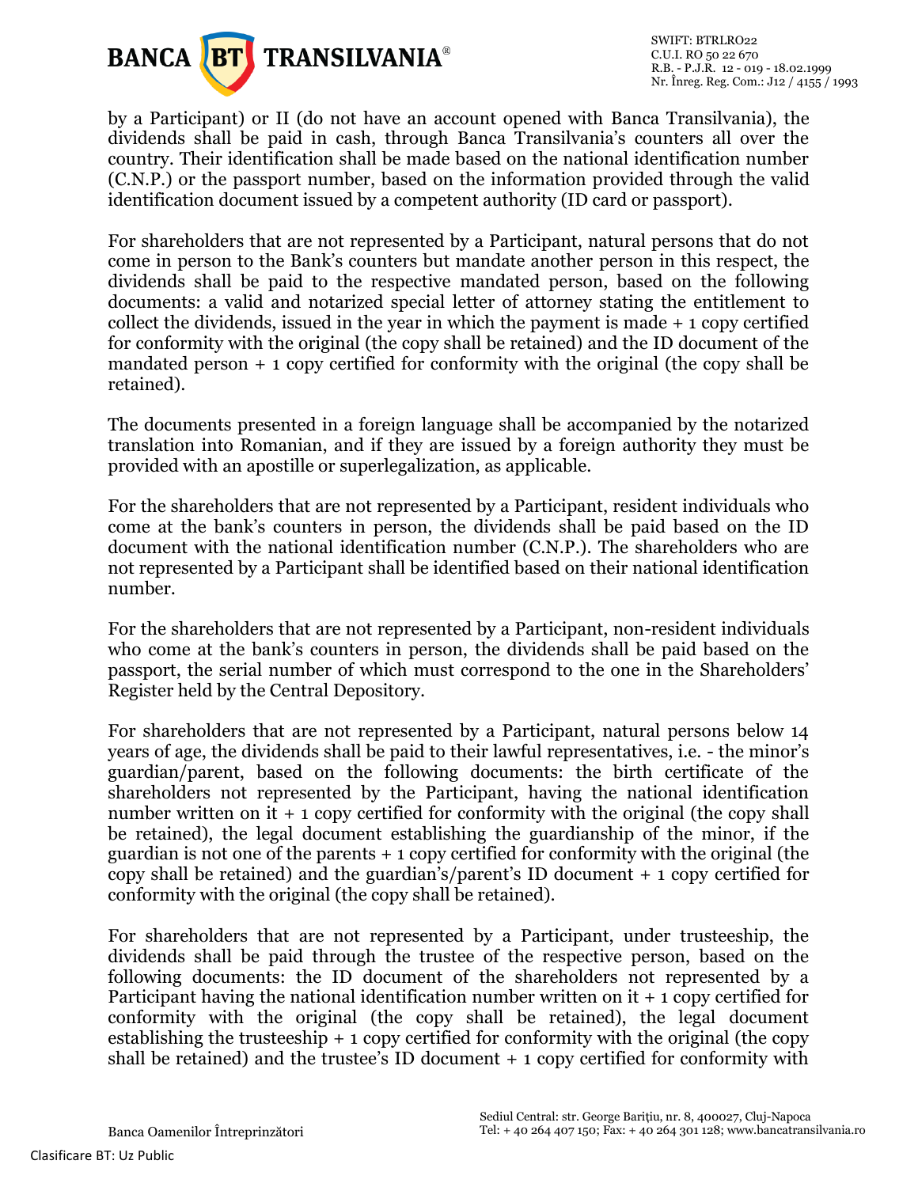by a Participant) or II (do not have an account opened with Banca Transilvania), the dividends shall be paid in cash, through Banca Transilvania's counters all over the country. Their identification shall be made based on the national identification number (C.N.P.) or the passport number, based on the information provided through the valid identification document issued by a competent authority (ID card or passport).

For shareholders that are not represented by a Participant, natural persons that do not come in person to the Bank's counters but mandate another person in this respect, the dividends shall be paid to the respective mandated person, based on the following documents: a valid and notarized special letter of attorney stating the entitlement to collect the dividends, issued in the year in which the payment is made + 1 copy certified for conformity with the original (the copy shall be retained) and the ID document of the mandated person + 1 copy certified for conformity with the original (the copy shall be retained).

The documents presented in a foreign language shall be accompanied by the notarized translation into Romanian, and if they are issued by a foreign authority they must be provided with an apostille or superlegalization, as applicable.

For the shareholders that are not represented by a Participant, resident individuals who come at the bank's counters in person, the dividends shall be paid based on the ID document with the national identification number (C.N.P.). The shareholders who are not represented by a Participant shall be identified based on their national identification number.

For the shareholders that are not represented by a Participant, non-resident individuals who come at the bank's counters in person, the dividends shall be paid based on the passport, the serial number of which must correspond to the one in the Shareholders' Register held by the Central Depository.

For shareholders that are not represented by a Participant, natural persons below 14 years of age, the dividends shall be paid to their lawful representatives, i.e. - the minor's guardian/parent, based on the following documents: the birth certificate of the shareholders not represented by the Participant, having the national identification number written on it + 1 copy certified for conformity with the original (the copy shall be retained), the legal document establishing the guardianship of the minor, if the guardian is not one of the parents + 1 copy certified for conformity with the original (the copy shall be retained) and the guardian's/parent's ID document + 1 copy certified for conformity with the original (the copy shall be retained).

For shareholders that are not represented by a Participant, under trusteeship, the dividends shall be paid through the trustee of the respective person, based on the following documents: the ID document of the shareholders not represented by a Participant having the national identification number written on it + 1 copy certified for conformity with the original (the copy shall be retained), the legal document establishing the trusteeship + 1 copy certified for conformity with the original (the copy shall be retained) and the trustee's ID document + 1 copy certified for conformity with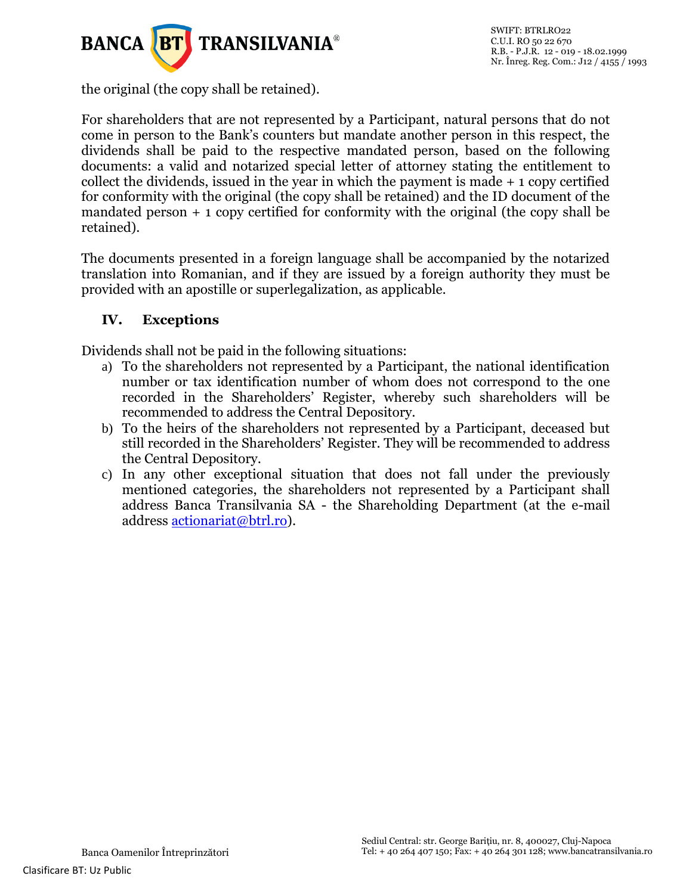the original (the copy shall be retained).

For shareholders that are not represented by a Participant, natural persons that do not come in person to the Bank's counters but mandate another person in this respect, the dividends shall be paid to the respective mandated person, based on the following documents: a valid and notarized special letter of attorney stating the entitlement to collect the dividends, issued in the year in which the payment is made + 1 copy certified for conformity with the original (the copy shall be retained) and the ID document of the mandated person + 1 copy certified for conformity with the original (the copy shall be retained).

The documents presented in a foreign language shall be accompanied by the notarized translation into Romanian, and if they are issued by a foreign authority they must be provided with an apostille or superlegalization, as applicable.

## IV. Exceptions

Dividends shall not be paid in the following situations:

a) To the shareholders not represented by a Participant, the national identification number or tax identification number of whom does not correspond to the one recorded in the Shareholders' Register, whereby such shareholders will be recommended to address the Central Depository.
b) To the heirs of the shareholders not represented by a Participant, deceased but still recorded in the Shareholders' Register. They will be recommended to address the Central Depository.
c) In any other exceptional situation that does not fall under the previously mentioned categories, the shareholders not represented by a Participant shall address Banca Transilvania SA - the Shareholding Department (at the e-mail address actionariat@btrl.ro).